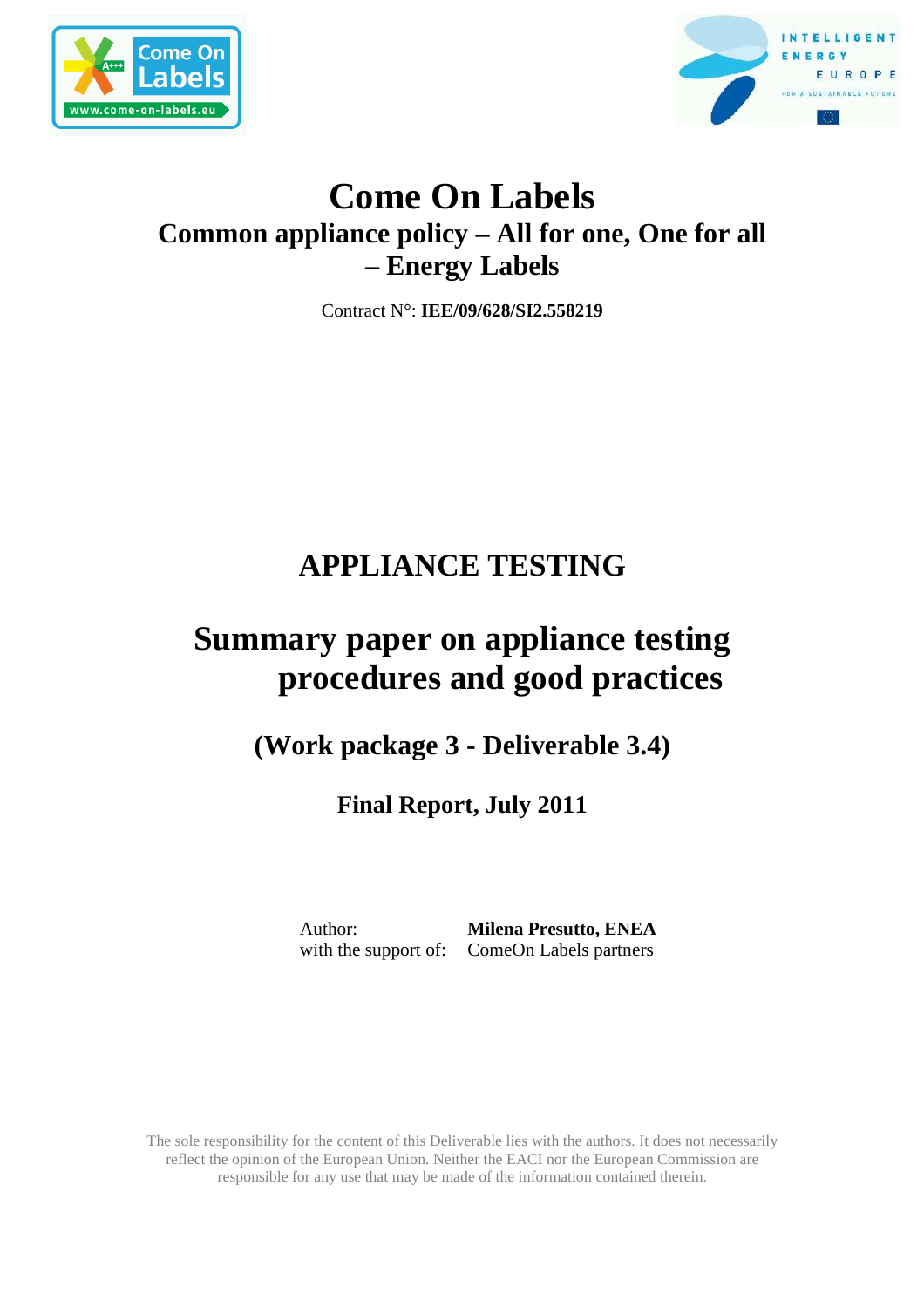# Come On Labels

## Common appliance policy – All for one, One for all – Energy Labels

Contract N°: **IEE/09/628/SI2.558219**

# APPLIANCE TESTING

# Summary paper on appliance testing procedures and good practices

## (Work package 3 - Deliverable 3.4)

### Final Report, July 2011

| | |
|---|---|
| Author: | **Milena Presutto, ENEA** |
| with the support of: | ComeOn Labels partners |

The sole responsibility for the content of this Deliverable lies with the authors. It does not necessarily reflect the opinion of the European Union. Neither the EACI nor the European Commission are responsible for any use that may be made of the information contained therein.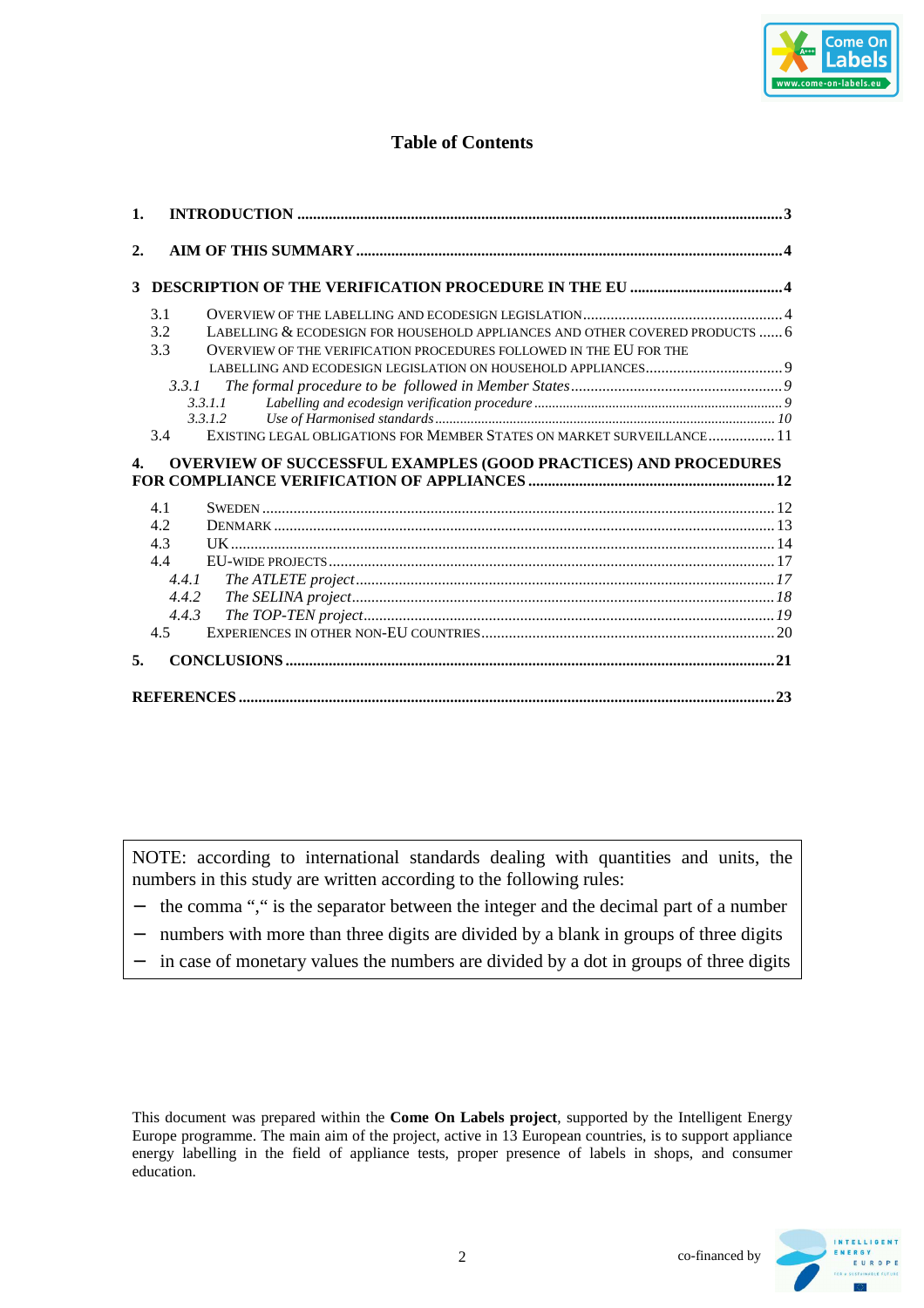# Table of Contents

**1. INTRODUCTION** ..... **3**

**2. AIM OF THIS SUMMARY** ..... **4**

**3 DESCRIPTION OF THE VERIFICATION PROCEDURE IN THE EU** ..... **4**

- 3.1 OVERVIEW OF THE LABELLING AND ECODESIGN LEGISLATION ..... 4
- 3.2 LABELLING & ECODESIGN FOR HOUSEHOLD APPLIANCES AND OTHER COVERED PRODUCTS ..... 6
- 3.3 OVERVIEW OF THE VERIFICATION PROCEDURES FOLLOWED IN THE EU FOR THE LABELLING AND ECODESIGN LEGISLATION ON HOUSEHOLD APPLIANCES ..... 9
  - *3.3.1 The formal procedure to be followed in Member States* ..... *9*
    - *3.3.1.1 Labelling and ecodesign verification procedure* ..... *9*
    - *3.3.1.2 Use of Harmonised standards* ..... *10*
- 3.4 EXISTING LEGAL OBLIGATIONS FOR MEMBER STATES ON MARKET SURVEILLANCE ..... 11

**4. OVERVIEW OF SUCCESSFUL EXAMPLES (GOOD PRACTICES) AND PROCEDURES FOR COMPLIANCE VERIFICATION OF APPLIANCES** ..... **12**

- 4.1 SWEDEN ..... 12
- 4.2 DENMARK ..... 13
- 4.3 UK ..... 14
- 4.4 EU-WIDE PROJECTS ..... 17
  - *4.4.1 The ATLETE project* ..... *17*
  - *4.4.2 The SELINA project* ..... *18*
  - *4.4.3 The TOP-TEN project* ..... *19*
- 4.5 EXPERIENCES IN OTHER NON-EU COUNTRIES ..... 20

**5. CONCLUSIONS** ..... **21**

**REFERENCES** ..... **23**

NOTE: according to international standards dealing with quantities and units, the numbers in this study are written according to the following rules:

- the comma "," is the separator between the integer and the decimal part of a number
- numbers with more than three digits are divided by a blank in groups of three digits
- in case of monetary values the numbers are divided by a dot in groups of three digits

This document was prepared within the **Come On Labels project**, supported by the Intelligent Energy Europe programme. The main aim of the project, active in 13 European countries, is to support appliance energy labelling in the field of appliance tests, proper presence of labels in shops, and consumer education.

co-financed by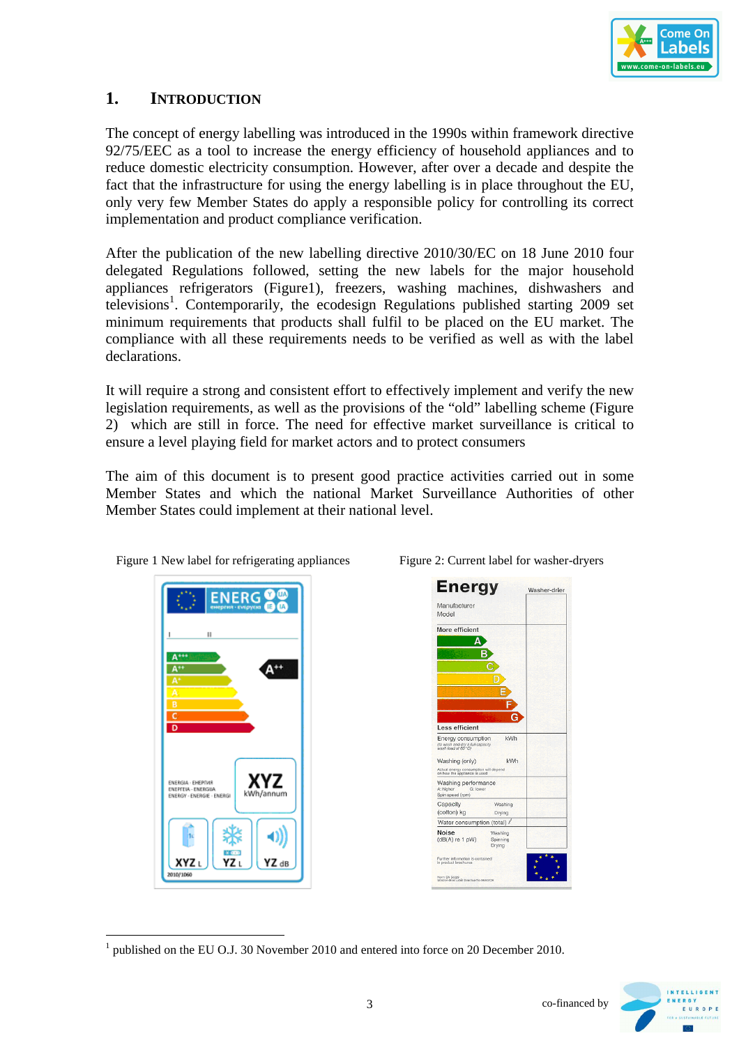# 1. INTRODUCTION

The concept of energy labelling was introduced in the 1990s within framework directive 92/75/EEC as a tool to increase the energy efficiency of household appliances and to reduce domestic electricity consumption. However, after over a decade and despite the fact that the infrastructure for using the energy labelling is in place throughout the EU, only very few Member States do apply a responsible policy for controlling its correct implementation and product compliance verification.

After the publication of the new labelling directive 2010/30/EC on 18 June 2010 four delegated Regulations followed, setting the new labels for the major household appliances refrigerators (Figure1), freezers, washing machines, dishwashers and televisions[1]. Contemporarily, the ecodesign Regulations published starting 2009 set minimum requirements that products shall fulfil to be placed on the EU market. The compliance with all these requirements needs to be verified as well as with the label declarations.

It will require a strong and consistent effort to effectively implement and verify the new legislation requirements, as well as the provisions of the "old" labelling scheme (Figure 2) which are still in force. The need for effective market surveillance is critical to ensure a level playing field for market actors and to protect consumers

The aim of this document is to present good practice activities carried out in some Member States and which the national Market Surveillance Authorities of other Member States could implement at their national level.

Figure 1 New label for refrigerating appliances

Figure 2: Current label for washer-dryers

[1] published on the EU O.J. 30 November 2010 and entered into force on 20 December 2010.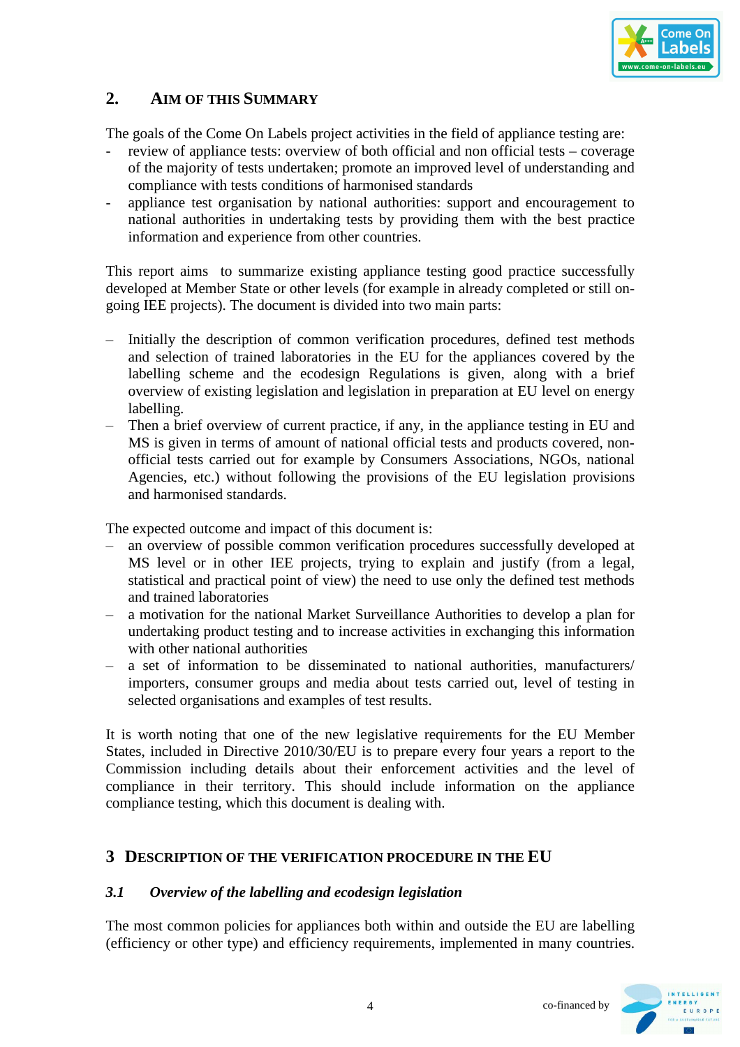## 2. Aim of this Summary

The goals of the Come On Labels project activities in the field of appliance testing are:

- review of appliance tests: overview of both official and non official tests – coverage of the majority of tests undertaken; promote an improved level of understanding and compliance with tests conditions of harmonised standards
- appliance test organisation by national authorities: support and encouragement to national authorities in undertaking tests by providing them with the best practice information and experience from other countries.

This report aims to summarize existing appliance testing good practice successfully developed at Member State or other levels (for example in already completed or still on-going IEE projects). The document is divided into two main parts:

- Initially the description of common verification procedures, defined test methods and selection of trained laboratories in the EU for the appliances covered by the labelling scheme and the ecodesign Regulations is given, along with a brief overview of existing legislation and legislation in preparation at EU level on energy labelling.
- Then a brief overview of current practice, if any, in the appliance testing in EU and MS is given in terms of amount of national official tests and products covered, non-official tests carried out for example by Consumers Associations, NGOs, national Agencies, etc.) without following the provisions of the EU legislation provisions and harmonised standards.

The expected outcome and impact of this document is:

- an overview of possible common verification procedures successfully developed at MS level or in other IEE projects, trying to explain and justify (from a legal, statistical and practical point of view) the need to use only the defined test methods and trained laboratories
- a motivation for the national Market Surveillance Authorities to develop a plan for undertaking product testing and to increase activities in exchanging this information with other national authorities
- a set of information to be disseminated to national authorities, manufacturers/ importers, consumer groups and media about tests carried out, level of testing in selected organisations and examples of test results.

It is worth noting that one of the new legislative requirements for the EU Member States, included in Directive 2010/30/EU is to prepare every four years a report to the Commission including details about their enforcement activities and the level of compliance in their territory. This should include information on the appliance compliance testing, which this document is dealing with.

## 3 Description of the Verification Procedure in the EU

### *3.1 Overview of the labelling and ecodesign legislation*

The most common policies for appliances both within and outside the EU are labelling (efficiency or other type) and efficiency requirements, implemented in many countries.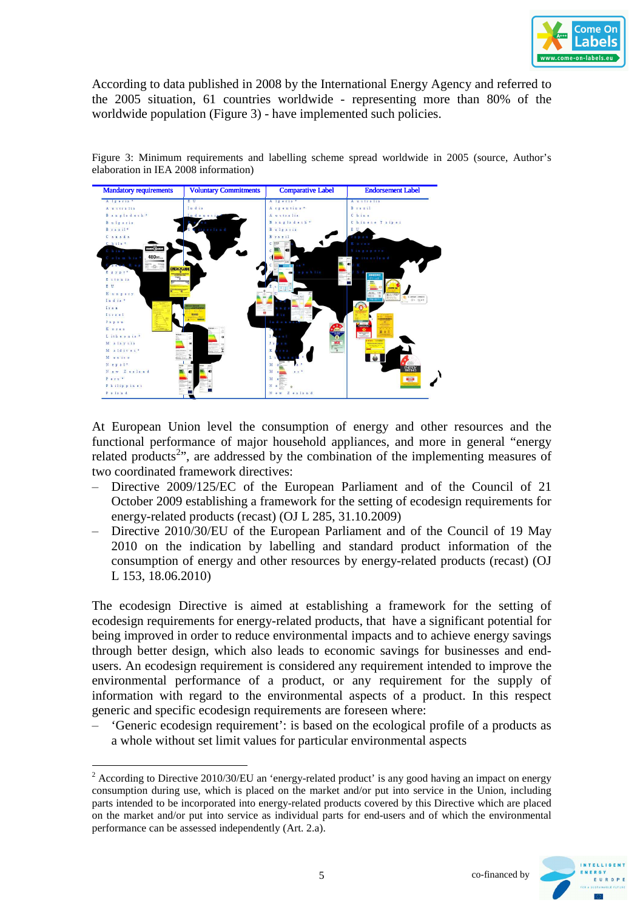According to data published in 2008 by the International Energy Agency and referred to the 2005 situation, 61 countries worldwide - representing more than 80% of the worldwide population (Figure 3) - have implemented such policies.

Figure 3: Minimum requirements and labelling scheme spread worldwide in 2005 (source, Author's elaboration in IEA 2008 information)

Mandatory requirements

Voluntary Commitments

Comparative Label

Endorsement Label

At European Union level the consumption of energy and other resources and the functional performance of major household appliances, and more in general "energy related products[2]", are addressed by the combination of the implementing measures of two coordinated framework directives:

- Directive 2009/125/EC of the European Parliament and of the Council of 21 October 2009 establishing a framework for the setting of ecodesign requirements for energy-related products (recast) (OJ L 285, 31.10.2009)
- Directive 2010/30/EU of the European Parliament and of the Council of 19 May 2010 on the indication by labelling and standard product information of the consumption of energy and other resources by energy-related products (recast) (OJ L 153, 18.06.2010)

The ecodesign Directive is aimed at establishing a framework for the setting of ecodesign requirements for energy-related products, that have a significant potential for being improved in order to reduce environmental impacts and to achieve energy savings through better design, which also leads to economic savings for businesses and end-users. An ecodesign requirement is considered any requirement intended to improve the environmental performance of a product, or any requirement for the supply of information with regard to the environmental aspects of a product. In this respect generic and specific ecodesign requirements are foreseen where:

- 'Generic ecodesign requirement': is based on the ecological profile of a products as a whole without set limit values for particular environmental aspects

[2] According to Directive 2010/30/EU an 'energy-related product' is any good having an impact on energy consumption during use, which is placed on the market and/or put into service in the Union, including parts intended to be incorporated into energy-related products covered by this Directive which are placed on the market and/or put into service as individual parts for end-users and of which the environmental performance can be assessed independently (Art. 2.a).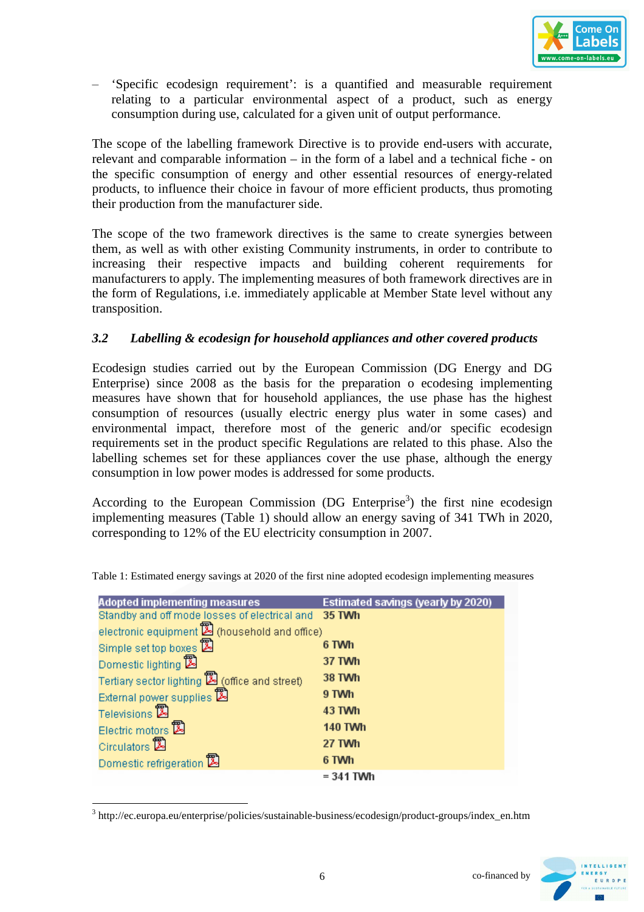– ‘Specific ecodesign requirement’: is a quantified and measurable requirement relating to a particular environmental aspect of a product, such as energy consumption during use, calculated for a given unit of output performance.

The scope of the labelling framework Directive is to provide end-users with accurate, relevant and comparable information – in the form of a label and a technical fiche - on the specific consumption of energy and other essential resources of energy-related products, to influence their choice in favour of more efficient products, thus promoting their production from the manufacturer side.

The scope of the two framework directives is the same to create synergies between them, as well as with other existing Community instruments, in order to contribute to increasing their respective impacts and building coherent requirements for manufacturers to apply. The implementing measures of both framework directives are in the form of Regulations, i.e. immediately applicable at Member State level without any transposition.

### *3.2 Labelling & ecodesign for household appliances and other covered products*

Ecodesign studies carried out by the European Commission (DG Energy and DG Enterprise) since 2008 as the basis for the preparation o ecodesing implementing measures have shown that for household appliances, the use phase has the highest consumption of resources (usually electric energy plus water in some cases) and environmental impact, therefore most of the generic and/or specific ecodesign requirements set in the product specific Regulations are related to this phase. Also the labelling schemes set for these appliances cover the use phase, although the energy consumption in low power modes is addressed for some products.

According to the European Commission (DG Enterprise[3]) the first nine ecodesign implementing measures (Table 1) should allow an energy saving of 341 TWh in 2020, corresponding to 12% of the EU electricity consumption in 2007.

Table 1: Estimated energy savings at 2020 of the first nine adopted ecodesign implementing measures

| Adopted implementing measures | Estimated savings (yearly by 2020) |
|---|---|
| Standby and off mode losses of electrical and electronic equipment (household and office) | 35 TWh |
| Simple set top boxes | 6 TWh |
| Domestic lighting | 37 TWh |
| Tertiary sector lighting (office and street) | 38 TWh |
| External power supplies | 9 TWh |
| Televisions | 43 TWh |
| Electric motors | 140 TWh |
| Circulators | 27 TWh |
| Domestic refrigeration | 6 TWh |
| | = 341 TWh |

[3] http://ec.europa.eu/enterprise/policies/sustainable-business/ecodesign/product-groups/index_en.htm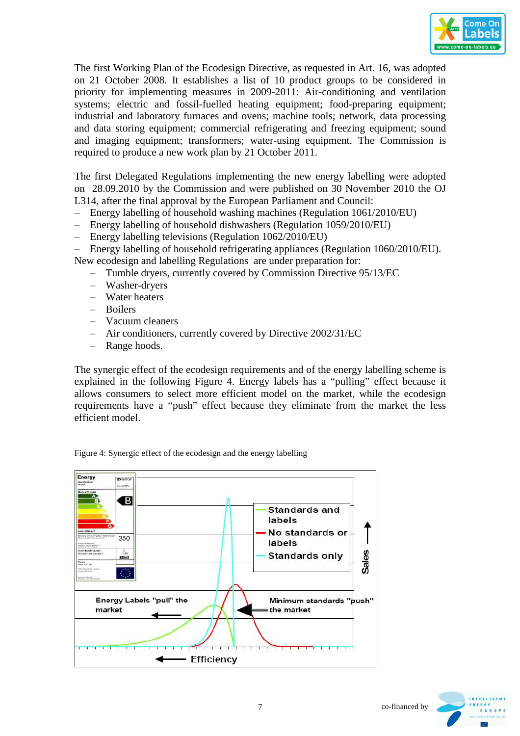The first Working Plan of the Ecodesign Directive, as requested in Art. 16, was adopted on 21 October 2008. It establishes a list of 10 product groups to be considered in priority for implementing measures in 2009-2011: Air-conditioning and ventilation systems; electric and fossil-fuelled heating equipment; food-preparing equipment; industrial and laboratory furnaces and ovens; machine tools; network, data processing and data storing equipment; commercial refrigerating and freezing equipment; sound and imaging equipment; transformers; water-using equipment. The Commission is required to produce a new work plan by 21 October 2011.

The first Delegated Regulations implementing the new energy labelling were adopted on 28.09.2010 by the Commission and were published on 30 November 2010 the OJ L314, after the final approval by the European Parliament and Council:

- Energy labelling of household washing machines (Regulation 1061/2010/EU)
- Energy labelling of household dishwashers (Regulation 1059/2010/EU)
- Energy labelling televisions (Regulation 1062/2010/EU)
- Energy labelling of household refrigerating appliances (Regulation 1060/2010/EU).

New ecodesign and labelling Regulations are under preparation for:

- Tumble dryers, currently covered by Commission Directive 95/13/EC
- Washer-dryers
- Water heaters
- Boilers
- Vacuum cleaners
- Air conditioners, currently covered by Directive 2002/31/EC
- Range hoods.

The synergic effect of the ecodesign requirements and of the energy labelling scheme is explained in the following Figure 4. Energy labels has a "pulling" effect because it allows consumers to select more efficient model on the market, while the ecodesign requirements have a "push" effect because they eliminate from the less efficient model.

Figure 4: Synergic effect of the ecodesign and the energy labelling

Standards and labels
No standards or labels
Standards only
Sales
Energy Labels "pull" the market
Minimum standards "push" the market
Efficiency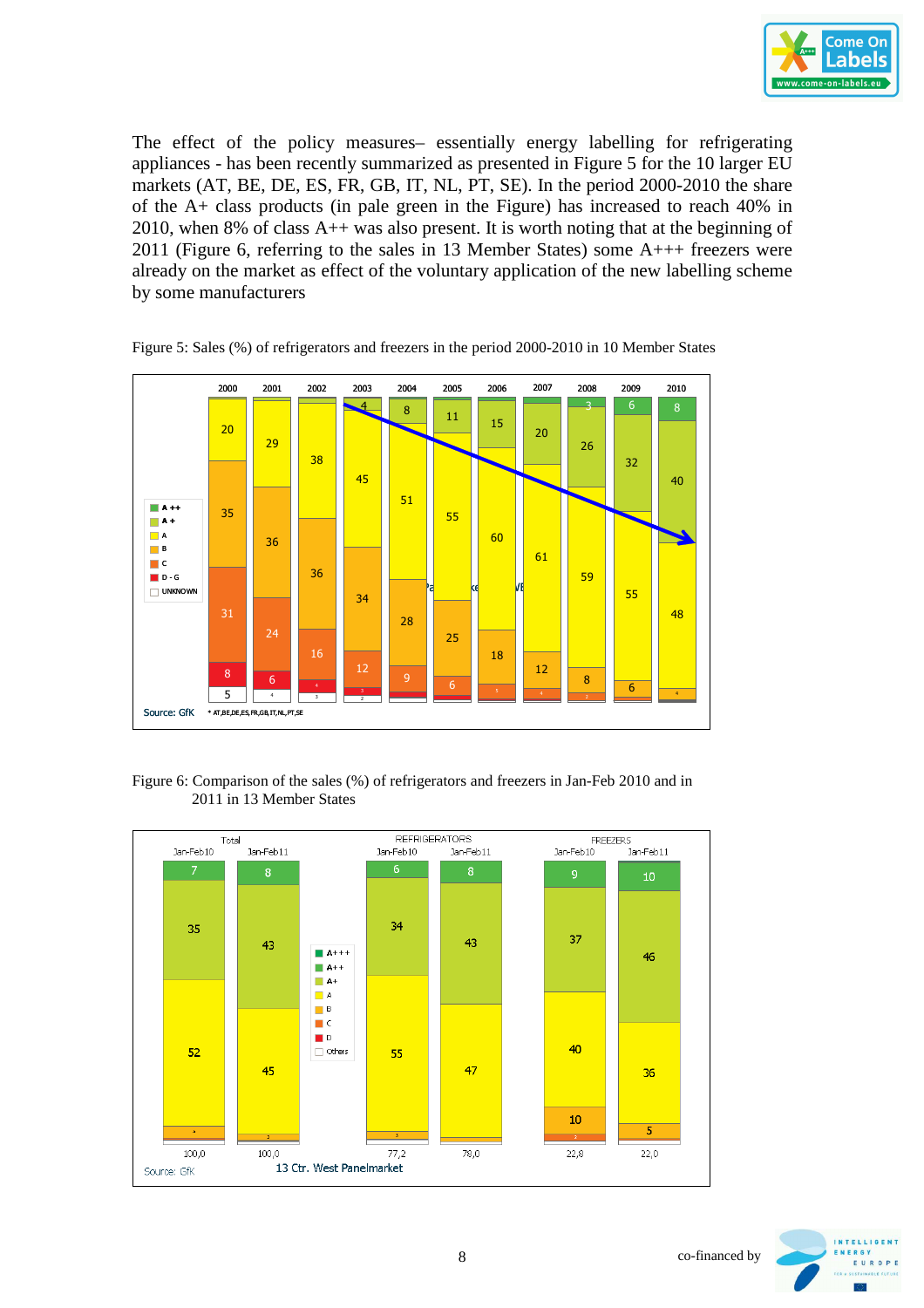The effect of the policy measures– essentially energy labelling for refrigerating appliances - has been recently summarized as presented in Figure 5 for the 10 larger EU markets (AT, BE, DE, ES, FR, GB, IT, NL, PT, SE). In the period 2000-2010 the share of the A+ class products (in pale green in the Figure) has increased to reach 40% in 2010, when 8% of class A++ was also present. It is worth noting that at the beginning of 2011 (Figure 6, referring to the sales in 13 Member States) some A+++ freezers were already on the market as effect of the voluntary application of the new labelling scheme by some manufacturers

Figure 5: Sales (%) of refrigerators and freezers in the period 2000-2010 in 10 Member States

2000 2001 2002 2003 2004 2005 2006 2007 2008 2009 2010

A ++
A +
A
B
C
D - G
UNKNOWN

Source: GfK
* AT,BE,DE,ES,FR,GB,IT,NL,PT,SE

Figure 6: Comparison of the sales (%) of refrigerators and freezers in Jan-Feb 2010 and in 2011 in 13 Member States

Total: Jan-Feb10, Jan-Feb11
REFRIGERATORS: Jan-Feb10, Jan-Feb11
FREEZERS: Jan-Feb10, Jan-Feb11

A+++
A++
A+
A
B
C
D
Others

100,0 100,0 77,2 78,0 22,8 22,0

Source: GfK
13 Ctr. West Panelmarket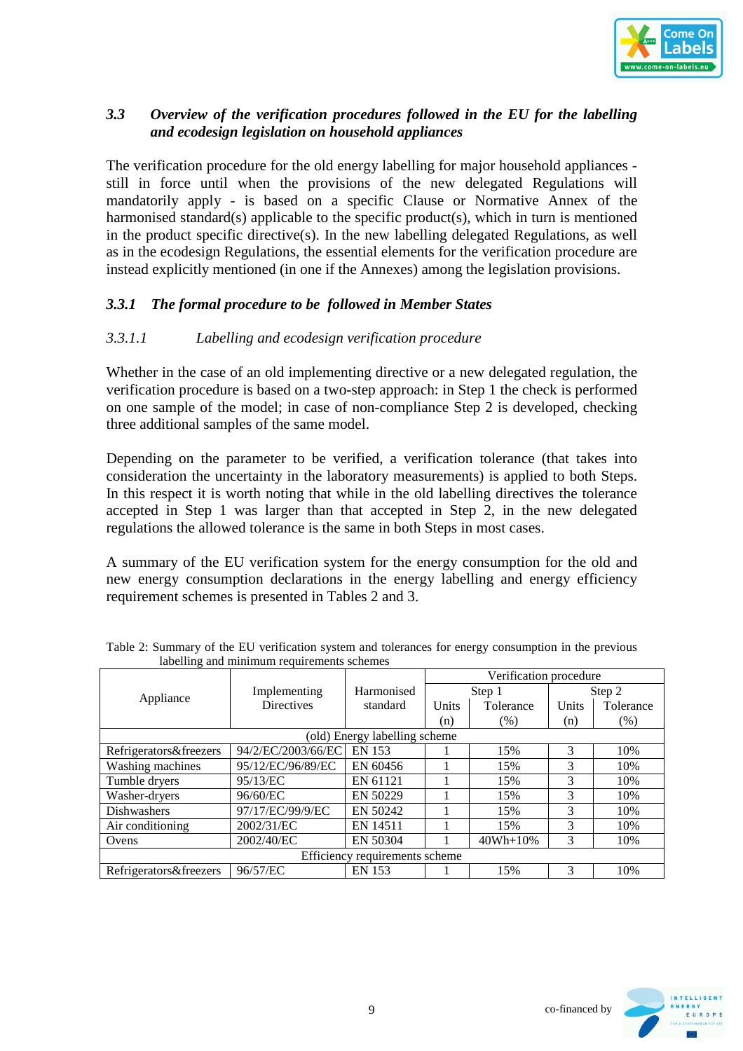### *3.3 Overview of the verification procedures followed in the EU for the labelling and ecodesign legislation on household appliances*

The verification procedure for the old energy labelling for major household appliances - still in force until when the provisions of the new delegated Regulations will mandatorily apply - is based on a specific Clause or Normative Annex of the harmonised standard(s) applicable to the specific product(s), which in turn is mentioned in the product specific directive(s). In the new labelling delegated Regulations, as well as in the ecodesign Regulations, the essential elements for the verification procedure are instead explicitly mentioned (in one if the Annexes) among the legislation provisions.

#### *3.3.1 The formal procedure to be followed in Member States*

##### *3.3.1.1 Labelling and ecodesign verification procedure*

Whether in the case of an old implementing directive or a new delegated regulation, the verification procedure is based on a two-step approach: in Step 1 the check is performed on one sample of the model; in case of non-compliance Step 2 is developed, checking three additional samples of the same model.

Depending on the parameter to be verified, a verification tolerance (that takes into consideration the uncertainty in the laboratory measurements) is applied to both Steps. In this respect it is worth noting that while in the old labelling directives the tolerance accepted in Step 1 was larger than that accepted in Step 2, in the new delegated regulations the allowed tolerance is the same in both Steps in most cases.

A summary of the EU verification system for the energy consumption for the old and new energy consumption declarations in the energy labelling and energy efficiency requirement schemes is presented in Tables 2 and 3.

Table 2: Summary of the EU verification system and tolerances for energy consumption in the previous labelling and minimum requirements schemes

| Appliance | Implementing Directives | Harmonised standard | Verification procedure | | | |
|---|---|---|---|---|---|---|
| | | | Step 1 | | Step 2 | |
| | | | Units (n) | Tolerance (%) | Units (n) | Tolerance (%) |
| (old) Energy labelling scheme | | | | | | |
| Refrigerators&freezers | 94/2/EC/2003/66/EC | EN 153 | 1 | 15% | 3 | 10% |
| Washing machines | 95/12/EC/96/89/EC | EN 60456 | 1 | 15% | 3 | 10% |
| Tumble dryers | 95/13/EC | EN 61121 | 1 | 15% | 3 | 10% |
| Washer-dryers | 96/60/EC | EN 50229 | 1 | 15% | 3 | 10% |
| Dishwashers | 97/17/EC/99/9/EC | EN 50242 | 1 | 15% | 3 | 10% |
| Air conditioning | 2002/31/EC | EN 14511 | 1 | 15% | 3 | 10% |
| Ovens | 2002/40/EC | EN 50304 | 1 | 40Wh+10% | 3 | 10% |
| Efficiency requirements scheme | | | | | | |
| Refrigerators&freezers | 96/57/EC | EN 153 | 1 | 15% | 3 | 10% |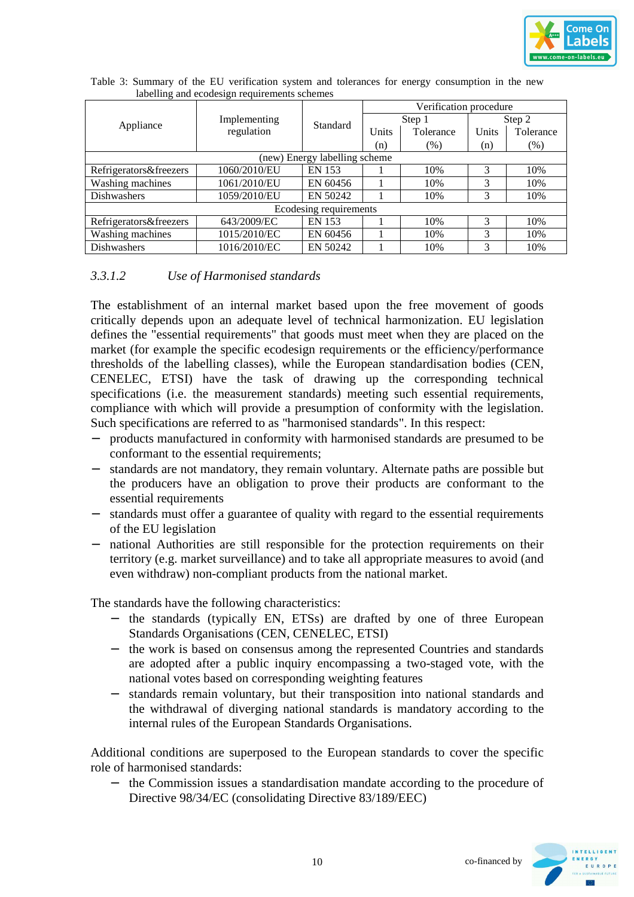Table 3: Summary of the EU verification system and tolerances for energy consumption in the new labelling and ecodesign requirements schemes

| Appliance | Implementing regulation | Standard | Verification procedure | | | |
|---|---|---|---|---|---|---|
| | | | Step 1 | | Step 2 | |
| | | | Units (n) | Tolerance (%) | Units (n) | Tolerance (%) |
| (new) Energy labelling scheme | | | | | | |
| Refrigerators&freezers | 1060/2010/EU | EN 153 | 1 | 10% | 3 | 10% |
| Washing machines | 1061/2010/EU | EN 60456 | 1 | 10% | 3 | 10% |
| Dishwashers | 1059/2010/EU | EN 50242 | 1 | 10% | 3 | 10% |
| Ecodesing requirements | | | | | | |
| Refrigerators&freezers | 643/2009/EC | EN 153 | 1 | 10% | 3 | 10% |
| Washing machines | 1015/2010/EC | EN 60456 | 1 | 10% | 3 | 10% |
| Dishwashers | 1016/2010/EC | EN 50242 | 1 | 10% | 3 | 10% |

#### *3.3.1.2 Use of Harmonised standards*

The establishment of an internal market based upon the free movement of goods critically depends upon an adequate level of technical harmonization. EU legislation defines the "essential requirements" that goods must meet when they are placed on the market (for example the specific ecodesign requirements or the efficiency/performance thresholds of the labelling classes), while the European standardisation bodies (CEN, CENELEC, ETSI) have the task of drawing up the corresponding technical specifications (i.e. the measurement standards) meeting such essential requirements, compliance with which will provide a presumption of conformity with the legislation. Such specifications are referred to as "harmonised standards". In this respect:

- products manufactured in conformity with harmonised standards are presumed to be conformant to the essential requirements;
- standards are not mandatory, they remain voluntary. Alternate paths are possible but the producers have an obligation to prove their products are conformant to the essential requirements
- standards must offer a guarantee of quality with regard to the essential requirements of the EU legislation
- national Authorities are still responsible for the protection requirements on their territory (e.g. market surveillance) and to take all appropriate measures to avoid (and even withdraw) non-compliant products from the national market.

The standards have the following characteristics:

- the standards (typically EN, ETSs) are drafted by one of three European Standards Organisations (CEN, CENELEC, ETSI)
- the work is based on consensus among the represented Countries and standards are adopted after a public inquiry encompassing a two-staged vote, with the national votes based on corresponding weighting features
- standards remain voluntary, but their transposition into national standards and the withdrawal of diverging national standards is mandatory according to the internal rules of the European Standards Organisations.

Additional conditions are superposed to the European standards to cover the specific role of harmonised standards:

- the Commission issues a standardisation mandate according to the procedure of Directive 98/34/EC (consolidating Directive 83/189/EEC)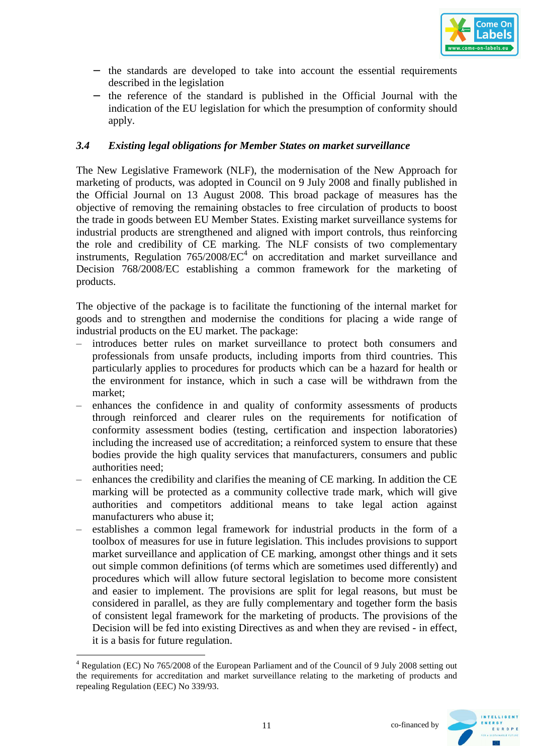- the standards are developed to take into account the essential requirements described in the legislation
- the reference of the standard is published in the Official Journal with the indication of the EU legislation for which the presumption of conformity should apply.

### 3.4 *Existing legal obligations for Member States on market surveillance*

The New Legislative Framework (NLF), the modernisation of the New Approach for marketing of products, was adopted in Council on 9 July 2008 and finally published in the Official Journal on 13 August 2008. This broad package of measures has the objective of removing the remaining obstacles to free circulation of products to boost the trade in goods between EU Member States. Existing market surveillance systems for industrial products are strengthened and aligned with import controls, thus reinforcing the role and credibility of CE marking. The NLF consists of two complementary instruments, Regulation 765/2008/EC[4] on accreditation and market surveillance and Decision 768/2008/EC establishing a common framework for the marketing of products.

The objective of the package is to facilitate the functioning of the internal market for goods and to strengthen and modernise the conditions for placing a wide range of industrial products on the EU market. The package:

- introduces better rules on market surveillance to protect both consumers and professionals from unsafe products, including imports from third countries. This particularly applies to procedures for products which can be a hazard for health or the environment for instance, which in such a case will be withdrawn from the market;
- enhances the confidence in and quality of conformity assessments of products through reinforced and clearer rules on the requirements for notification of conformity assessment bodies (testing, certification and inspection laboratories) including the increased use of accreditation; a reinforced system to ensure that these bodies provide the high quality services that manufacturers, consumers and public authorities need;
- enhances the credibility and clarifies the meaning of CE marking. In addition the CE marking will be protected as a community collective trade mark, which will give authorities and competitors additional means to take legal action against manufacturers who abuse it;
- establishes a common legal framework for industrial products in the form of a toolbox of measures for use in future legislation. This includes provisions to support market surveillance and application of CE marking, amongst other things and it sets out simple common definitions (of terms which are sometimes used differently) and procedures which will allow future sectoral legislation to become more consistent and easier to implement. The provisions are split for legal reasons, but must be considered in parallel, as they are fully complementary and together form the basis of consistent legal framework for the marketing of products. The provisions of the Decision will be fed into existing Directives as and when they are revised - in effect, it is a basis for future regulation.

---

[4] Regulation (EC) No 765/2008 of the European Parliament and of the Council of 9 July 2008 setting out the requirements for accreditation and market surveillance relating to the marketing of products and repealing Regulation (EEC) No 339/93.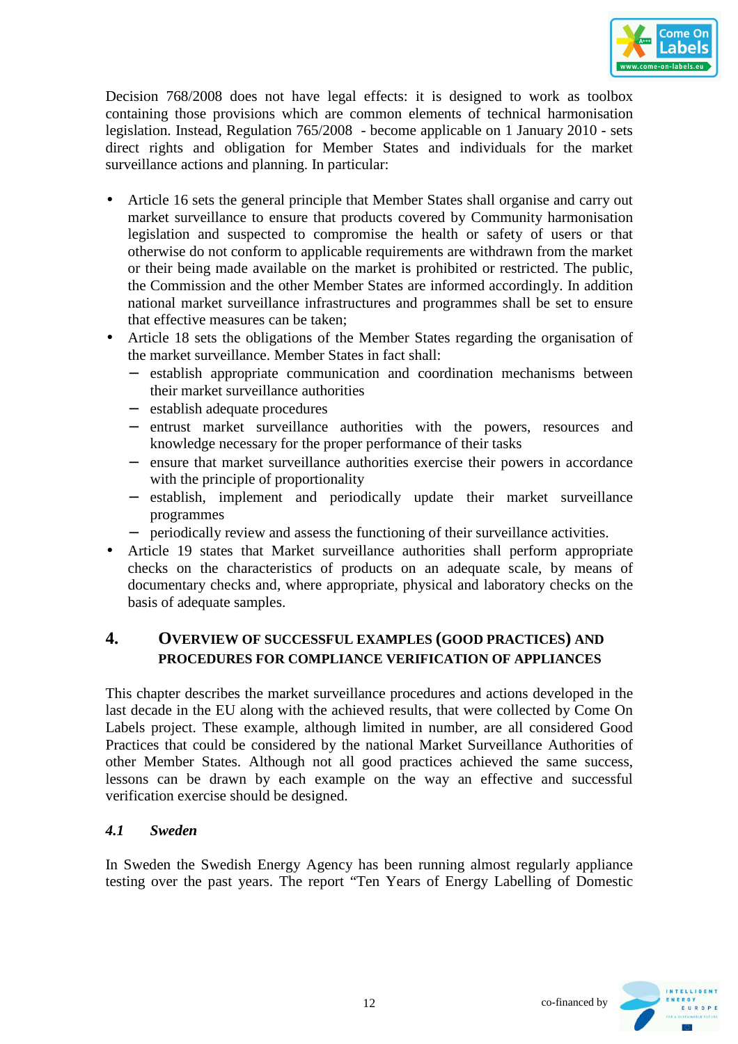Decision 768/2008 does not have legal effects: it is designed to work as toolbox containing those provisions which are common elements of technical harmonisation legislation. Instead, Regulation 765/2008 - become applicable on 1 January 2010 - sets direct rights and obligation for Member States and individuals for the market surveillance actions and planning. In particular:

- Article 16 sets the general principle that Member States shall organise and carry out market surveillance to ensure that products covered by Community harmonisation legislation and suspected to compromise the health or safety of users or that otherwise do not conform to applicable requirements are withdrawn from the market or their being made available on the market is prohibited or restricted. The public, the Commission and the other Member States are informed accordingly. In addition national market surveillance infrastructures and programmes shall be set to ensure that effective measures can be taken;
- Article 18 sets the obligations of the Member States regarding the organisation of the market surveillance. Member States in fact shall:
  - establish appropriate communication and coordination mechanisms between their market surveillance authorities
  - establish adequate procedures
  - entrust market surveillance authorities with the powers, resources and knowledge necessary for the proper performance of their tasks
  - ensure that market surveillance authorities exercise their powers in accordance with the principle of proportionality
  - establish, implement and periodically update their market surveillance programmes
  - periodically review and assess the functioning of their surveillance activities.
- Article 19 states that Market surveillance authorities shall perform appropriate checks on the characteristics of products on an adequate scale, by means of documentary checks and, where appropriate, physical and laboratory checks on the basis of adequate samples.

# 4. Overview of successful examples (good practices) and procedures for compliance verification of appliances

This chapter describes the market surveillance procedures and actions developed in the last decade in the EU along with the achieved results, that were collected by Come On Labels project. These example, although limited in number, are all considered Good Practices that could be considered by the national Market Surveillance Authorities of other Member States. Although not all good practices achieved the same success, lessons can be drawn by each example on the way an effective and successful verification exercise should be designed.

## *4.1 Sweden*

In Sweden the Swedish Energy Agency has been running almost regularly appliance testing over the past years. The report "Ten Years of Energy Labelling of Domestic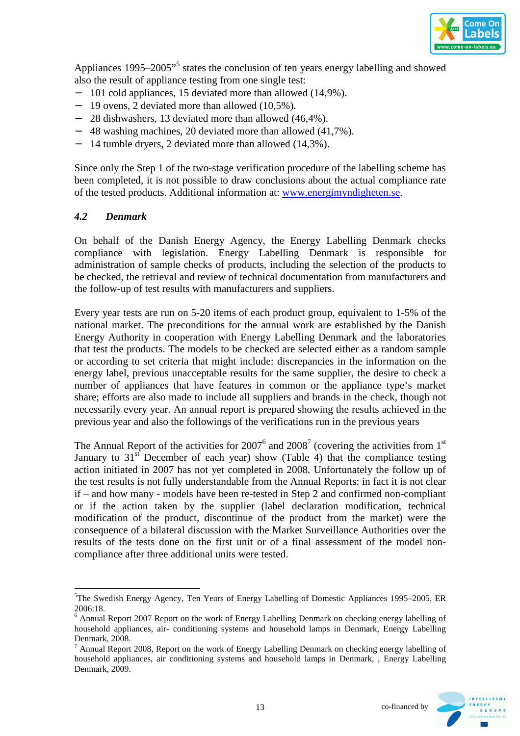Appliances 1995–2005"[5] states the conclusion of ten years energy labelling and showed also the result of appliance testing from one single test:

- 101 cold appliances, 15 deviated more than allowed (14,9%).
- 19 ovens, 2 deviated more than allowed (10,5%).
- 28 dishwashers, 13 deviated more than allowed (46,4%).
- 48 washing machines, 20 deviated more than allowed (41,7%).
- 14 tumble dryers, 2 deviated more than allowed (14,3%).

Since only the Step 1 of the two-stage verification procedure of the labelling scheme has been completed, it is not possible to draw conclusions about the actual compliance rate of the tested products. Additional information at: www.energimyndigheten.se.

### *4.2 Denmark*

On behalf of the Danish Energy Agency, the Energy Labelling Denmark checks compliance with legislation. Energy Labelling Denmark is responsible for administration of sample checks of products, including the selection of the products to be checked, the retrieval and review of technical documentation from manufacturers and the follow-up of test results with manufacturers and suppliers.

Every year tests are run on 5-20 items of each product group, equivalent to 1-5% of the national market. The preconditions for the annual work are established by the Danish Energy Authority in cooperation with Energy Labelling Denmark and the laboratories that test the products. The models to be checked are selected either as a random sample or according to set criteria that might include: discrepancies in the information on the energy label, previous unacceptable results for the same supplier, the desire to check a number of appliances that have features in common or the appliance type's market share; efforts are also made to include all suppliers and brands in the check, though not necessarily every year. An annual report is prepared showing the results achieved in the previous year and also the followings of the verifications run in the previous years

The Annual Report of the activities for 2007[6] and 2008[7] (covering the activities from 1st January to 31st December of each year) show (Table 4) that the compliance testing action initiated in 2007 has not yet completed in 2008. Unfortunately the follow up of the test results is not fully understandable from the Annual Reports: in fact it is not clear if – and how many - models have been re-tested in Step 2 and confirmed non-compliant or if the action taken by the supplier (label declaration modification, technical modification of the product, discontinue of the product from the market) were the consequence of a bilateral discussion with the Market Surveillance Authorities over the results of the tests done on the first unit or of a final assessment of the model non-compliance after three additional units were tested.

---

[5] The Swedish Energy Agency, Ten Years of Energy Labelling of Domestic Appliances 1995–2005, ER 2006:18.

[6] Annual Report 2007 Report on the work of Energy Labelling Denmark on checking energy labelling of household appliances, air- conditioning systems and household lamps in Denmark, Energy Labelling Denmark, 2008.

[7] Annual Report 2008, Report on the work of Energy Labelling Denmark on checking energy labelling of household appliances, air conditioning systems and household lamps in Denmark, , Energy Labelling Denmark, 2009.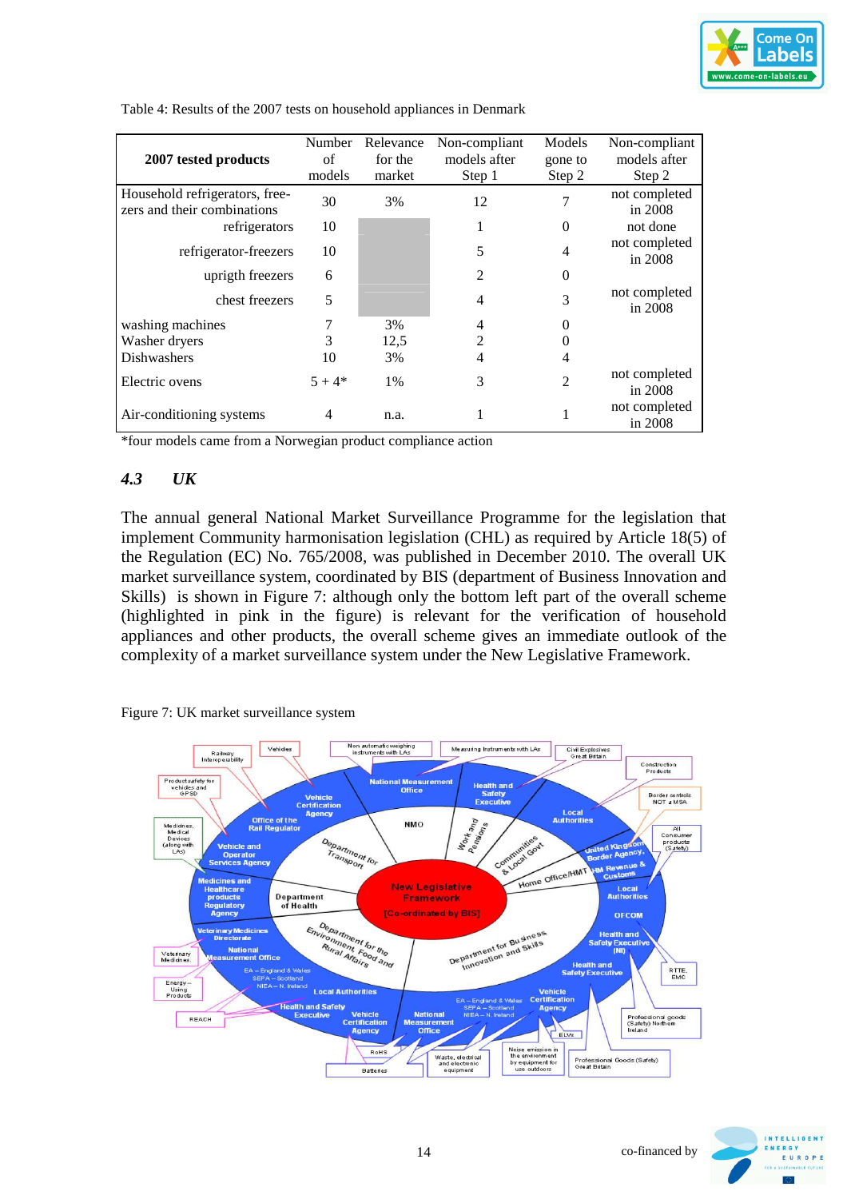Table 4: Results of the 2007 tests on household appliances in Denmark

| 2007 tested products | Number of models | Relevance for the market | Non-compliant models after Step 1 | Models gone to Step 2 | Non-compliant models after Step 2 |
|---|---|---|---|---|---|
| Household refrigerators, free-zers and their combinations | 30 | 3% | 12 | 7 | not completed in 2008 |
| refrigerators | 10 | | 1 | 0 | not done |
| refrigerator-freezers | 10 | | 5 | 4 | not completed in 2008 |
| uprigth freezers | 6 | | 2 | 0 | |
| chest freezers | 5 | | 4 | 3 | not completed in 2008 |
| washing machines | 7 | 3% | 4 | 0 | |
| Washer dryers | 3 | 12,5 | 2 | 0 | |
| Dishwashers | 10 | 3% | 4 | 4 | |
| Electric ovens | 5 + 4* | 1% | 3 | 2 | not completed in 2008 |
| Air-conditioning systems | 4 | n.a. | 1 | 1 | not completed in 2008 |

*four models came from a Norwegian product compliance action

## *4.3 UK*

The annual general National Market Surveillance Programme for the legislation that implement Community harmonisation legislation (CHL) as required by Article 18(5) of the Regulation (EC) No. 765/2008, was published in December 2010. The overall UK market surveillance system, coordinated by BIS (department of Business Innovation and Skills) is shown in Figure 7: although only the bottom left part of the overall scheme (highlighted in pink in the figure) is relevant for the verification of household appliances and other products, the overall scheme gives an immediate outlook of the complexity of a market surveillance system under the New Legislative Framework.

Figure 7: UK market surveillance system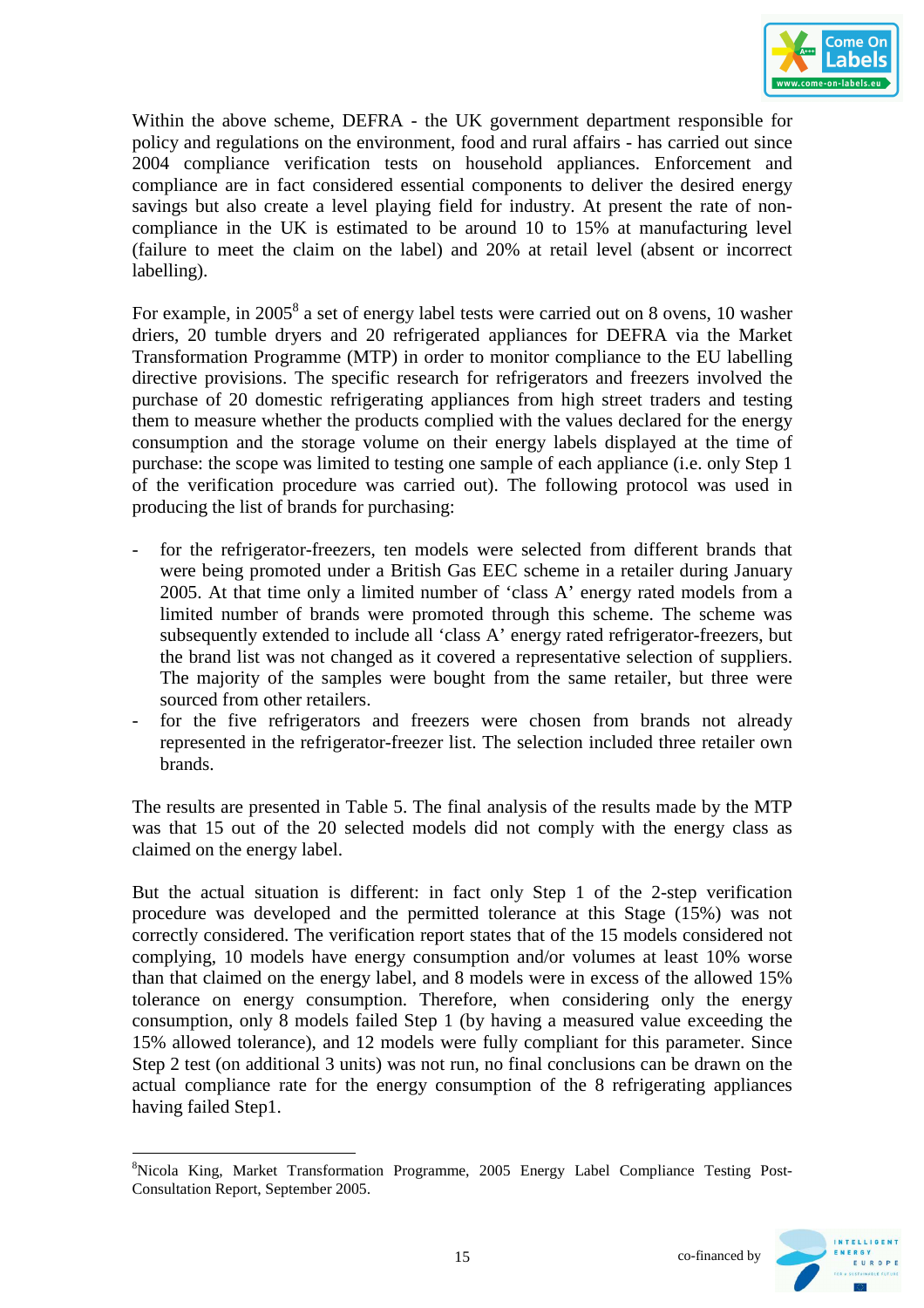Within the above scheme, DEFRA - the UK government department responsible for policy and regulations on the environment, food and rural affairs - has carried out since 2004 compliance verification tests on household appliances. Enforcement and compliance are in fact considered essential components to deliver the desired energy savings but also create a level playing field for industry. At present the rate of non-compliance in the UK is estimated to be around 10 to 15% at manufacturing level (failure to meet the claim on the label) and 20% at retail level (absent or incorrect labelling).

For example, in 2005[8] a set of energy label tests were carried out on 8 ovens, 10 washer driers, 20 tumble dryers and 20 refrigerated appliances for DEFRA via the Market Transformation Programme (MTP) in order to monitor compliance to the EU labelling directive provisions. The specific research for refrigerators and freezers involved the purchase of 20 domestic refrigerating appliances from high street traders and testing them to measure whether the products complied with the values declared for the energy consumption and the storage volume on their energy labels displayed at the time of purchase: the scope was limited to testing one sample of each appliance (i.e. only Step 1 of the verification procedure was carried out). The following protocol was used in producing the list of brands for purchasing:

- for the refrigerator-freezers, ten models were selected from different brands that were being promoted under a British Gas EEC scheme in a retailer during January 2005. At that time only a limited number of 'class A' energy rated models from a limited number of brands were promoted through this scheme. The scheme was subsequently extended to include all 'class A' energy rated refrigerator-freezers, but the brand list was not changed as it covered a representative selection of suppliers. The majority of the samples were bought from the same retailer, but three were sourced from other retailers.
- for the five refrigerators and freezers were chosen from brands not already represented in the refrigerator-freezer list. The selection included three retailer own brands.

The results are presented in Table 5. The final analysis of the results made by the MTP was that 15 out of the 20 selected models did not comply with the energy class as claimed on the energy label.

But the actual situation is different: in fact only Step 1 of the 2-step verification procedure was developed and the permitted tolerance at this Stage (15%) was not correctly considered. The verification report states that of the 15 models considered not complying, 10 models have energy consumption and/or volumes at least 10% worse than that claimed on the energy label, and 8 models were in excess of the allowed 15% tolerance on energy consumption. Therefore, when considering only the energy consumption, only 8 models failed Step 1 (by having a measured value exceeding the 15% allowed tolerance), and 12 models were fully compliant for this parameter. Since Step 2 test (on additional 3 units) was not run, no final conclusions can be drawn on the actual compliance rate for the energy consumption of the 8 refrigerating appliances having failed Step1.

[8] Nicola King, Market Transformation Programme, 2005 Energy Label Compliance Testing Post-Consultation Report, September 2005.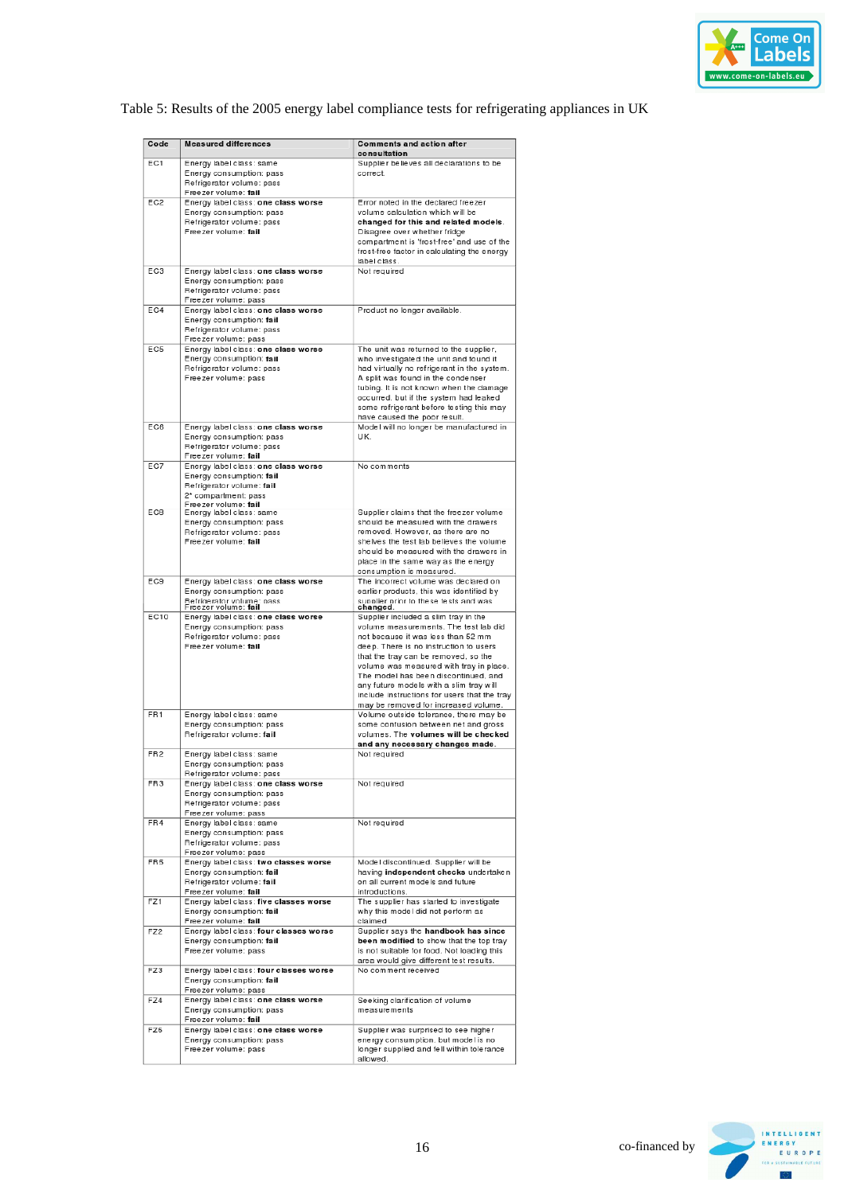Table 5: Results of the 2005 energy label compliance tests for refrigerating appliances in UK

| Code | Measured differences | Comments and action after consultation |
|---|---|---|
| EC1 | Energy label class: same<br>Energy consumption: pass<br>Refrigerator volume: pass<br>Freezer volume: **fail** | Supplier believes all declarations to be correct. |
| EC2 | Energy label class: **one class worse**<br>Energy consumption: pass<br>Refrigerator volume: pass<br>Freezer volume: **fail** | Error noted in the declared freezer volume calculation which will be **changed for this and related models**. Disagree over whether fridge compartment is 'frost-free' and use of the frost-free factor in calculating the energy label class |
| EC3 | Energy label class: **one class worse**<br>Energy consumption: pass<br>Refrigerator volume: pass<br>Freezer volume: pass | Not required |
| EC4 | Energy label class: **one class worse**<br>Energy consumption: **fail**<br>Refrigerator volume: pass<br>Freezer volume: pass | Product no longer available. |
| EC5 | Energy label class: **one class worse**<br>Energy consumption: **fail**<br>Refrigerator volume: pass<br>Freezer volume: pass | The unit was returned to the supplier, who investigated the unit and found it had virtually no refrigerant in the system. A split was found in the condenser tubing. It is not known when the damage occurred, but if the system had leaked some refrigerant before testing this may have caused the poor result. |
| EC6 | Energy label class: **one class worse**<br>Energy consumption: pass<br>Refrigerator volume: pass<br>Freezer volume: **fail** | Model will no longer be manufactured in UK. |
| EC7 | Energy label class: **one class worse**<br>Energy consumption: **fail**<br>Refrigerator volume: **fail**<br>2* compartment: pass<br>Freezer volume: **fail** | No comments |
| EC8 | Energy label class: same<br>Energy consumption: pass<br>Refrigerator volume: pass<br>Freezer volume: **fail** | Supplier claims that the freezer volume should be measured with the drawers removed. However, as there are no shelves the test lab believes the volume should be measured with the drawers in place in the same way as the energy consumption is measured. |
| EC9 | Energy label class: **one class worse**<br>Energy consumption: pass<br>Refrigerator volume: pass<br>Freezer volume: **fail** | The incorrect volume was declared on earlier products, this was identified by supplier prior to these tests and was **changed.** |
| EC10 | Energy label class: **one class worse**<br>Energy consumption: pass<br>Refrigerator volume: pass<br>Freezer volume: **fail** | Supplier included a slim tray in the volume measurements. The test lab did not because it was less than 52 mm deep. There is no instruction to users that the tray can be removed, so the volume was measured with tray in place. The model has been discontinued, and any future models with a slim tray will include instructions for users that the tray may be removed for increased volume. |
| FR1 | Energy label class: same<br>Energy consumption: pass<br>Refrigerator volume: **fail** | Volume outside tolerance, there may be some confusion between net and gross volumes. The **volumes will be checked and any necessary changes made.** |
| FR2 | Energy label class: same<br>Energy consumption: pass<br>Refrigerator volume: pass | Not required |
| FR3 | Energy label class: **one class worse**<br>Energy consumption: pass<br>Refrigerator volume: pass<br>Freezer volume: pass | Not required |
| FR4 | Energy label class: same<br>Energy consumption: pass<br>Refrigerator volume: pass<br>Freezer volume: pass | Not required |
| FR5 | Energy label class: **two classes worse**<br>Energy consumption: **fail**<br>Refrigerator volume: **fail**<br>Freezer volume: **fail** | Model discontinued. Supplier will be having **independent checks** undertaken on all current models and future introductions. |
| FZ1 | Energy label class: **five classes worse**<br>Energy consumption: **fail**<br>Freezer volume: **fail** | The supplier has started to investigate why this model did not perform as claimed |
| FZ2 | Energy label class: **four classes worse**<br>Energy consumption: **fail**<br>Freezer volume: pass | Supplier says the **handbook has since been modified** to show that the top tray is not suitable for food. Not loading this area would give different test results. |
| FZ3 | Energy label class: **four classes worse**<br>Energy consumption: **fail**<br>Freezer volume: pass | No comment received |
| FZ4 | Energy label class: **one class worse**<br>Energy consumption: pass<br>Freezer volume: **fail** | Seeking clarification of volume measurements |
| FZ5 | Energy label class: **one class worse**<br>Energy consumption: pass<br>Freezer volume: pass | Supplier was surprised to see higher energy consumption, but model is no longer supplied and fell within tolerance allowed. |

co-financed by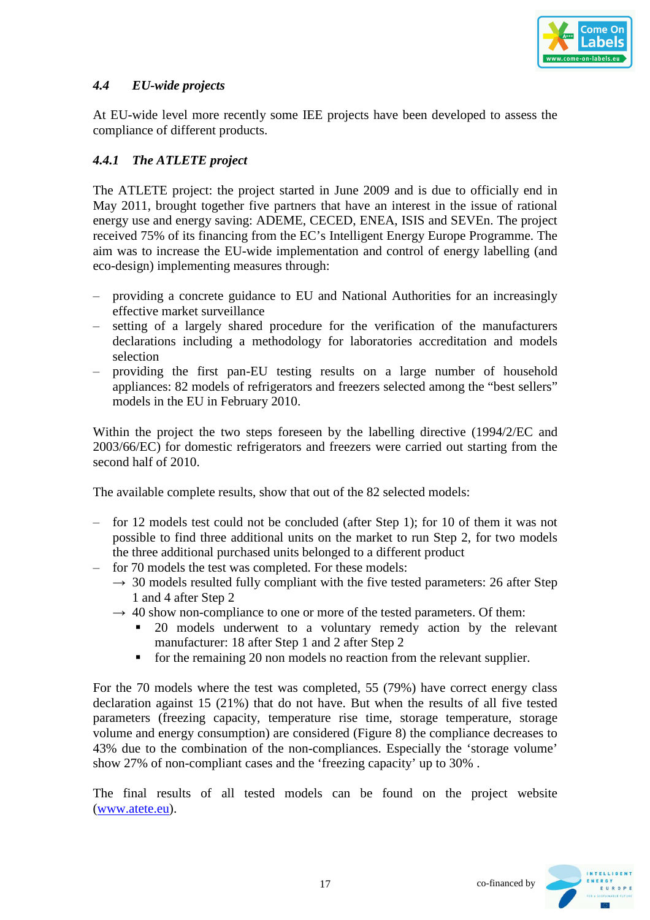## *4.4 EU-wide projects*

At EU-wide level more recently some IEE projects have been developed to assess the compliance of different products.

### *4.4.1 The ATLETE project*

The ATLETE project: the project started in June 2009 and is due to officially end in May 2011, brought together five partners that have an interest in the issue of rational energy use and energy saving: ADEME, CECED, ENEA, ISIS and SEVEn. The project received 75% of its financing from the EC's Intelligent Energy Europe Programme. The aim was to increase the EU-wide implementation and control of energy labelling (and eco-design) implementing measures through:

- providing a concrete guidance to EU and National Authorities for an increasingly effective market surveillance
- setting of a largely shared procedure for the verification of the manufacturers declarations including a methodology for laboratories accreditation and models selection
- providing the first pan-EU testing results on a large number of household appliances: 82 models of refrigerators and freezers selected among the "best sellers" models in the EU in February 2010.

Within the project the two steps foreseen by the labelling directive (1994/2/EC and 2003/66/EC) for domestic refrigerators and freezers were carried out starting from the second half of 2010.

The available complete results, show that out of the 82 selected models:

- for 12 models test could not be concluded (after Step 1); for 10 of them it was not possible to find three additional units on the market to run Step 2, for two models the three additional purchased units belonged to a different product
- for 70 models the test was completed. For these models:
  - → 30 models resulted fully compliant with the five tested parameters: 26 after Step 1 and 4 after Step 2
  - → 40 show non-compliance to one or more of the tested parameters. Of them:
    - 20 models underwent to a voluntary remedy action by the relevant manufacturer: 18 after Step 1 and 2 after Step 2
    - for the remaining 20 non models no reaction from the relevant supplier.

For the 70 models where the test was completed, 55 (79%) have correct energy class declaration against 15 (21%) that do not have. But when the results of all five tested parameters (freezing capacity, temperature rise time, storage temperature, storage volume and energy consumption) are considered (Figure 8) the compliance decreases to 43% due to the combination of the non-compliances. Especially the 'storage volume' show 27% of non-compliant cases and the 'freezing capacity' up to 30% .

The final results of all tested models can be found on the project website (www.atete.eu).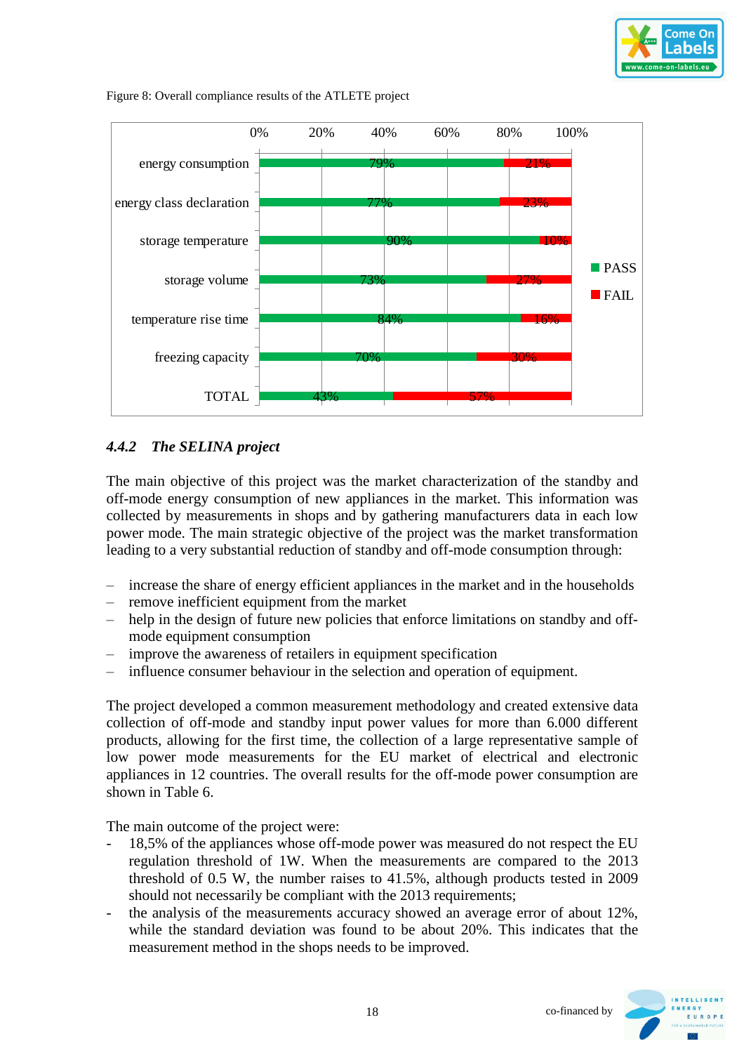Figure 8: Overall compliance results of the ATLETE project

0% 20% 40% 60% 80% 100%

energy consumption 79% 21%

energy class declaration 77% 23%

storage temperature 90% 10%

storage volume 73% 27%

temperature rise time 84% 16%

freezing capacity 70% 30%

TOTAL 43% 57%

PASS

FAIL

### 4.4.2 *The SELINA project*

The main objective of this project was the market characterization of the standby and off-mode energy consumption of new appliances in the market. This information was collected by measurements in shops and by gathering manufacturers data in each low power mode. The main strategic objective of the project was the market transformation leading to a very substantial reduction of standby and off-mode consumption through:

- increase the share of energy efficient appliances in the market and in the households
- remove inefficient equipment from the market
- help in the design of future new policies that enforce limitations on standby and off-mode equipment consumption
- improve the awareness of retailers in equipment specification
- influence consumer behaviour in the selection and operation of equipment.

The project developed a common measurement methodology and created extensive data collection of off-mode and standby input power values for more than 6.000 different products, allowing for the first time, the collection of a large representative sample of low power mode measurements for the EU market of electrical and electronic appliances in 12 countries. The overall results for the off-mode power consumption are shown in Table 6.

The main outcome of the project were:

- 18,5% of the appliances whose off-mode power was measured do not respect the EU regulation threshold of 1W. When the measurements are compared to the 2013 threshold of 0.5 W, the number raises to 41.5%, although products tested in 2009 should not necessarily be compliant with the 2013 requirements;
- the analysis of the measurements accuracy showed an average error of about 12%, while the standard deviation was found to be about 20%. This indicates that the measurement method in the shops needs to be improved.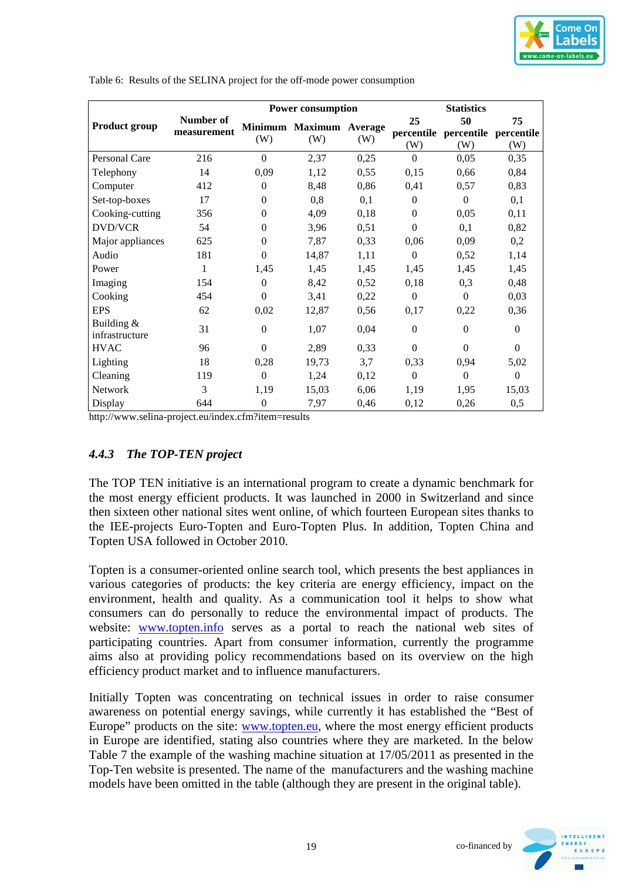Table 6: Results of the SELINA project for the off-mode power consumption

| Product group | Number of measurement | Power consumption | | | Statistics | | |
|---|---|---|---|---|---|---|---|
| | | Minimum (W) | Maximum (W) | Average (W) | 25 percentile (W) | 50 percentile (W) | 75 percentile (W) |
| Personal Care | 216 | 0 | 2,37 | 0,25 | 0 | 0,05 | 0,35 |
| Telephony | 14 | 0,09 | 1,12 | 0,55 | 0,15 | 0,66 | 0,84 |
| Computer | 412 | 0 | 8,48 | 0,86 | 0,41 | 0,57 | 0,83 |
| Set-top-boxes | 17 | 0 | 0,8 | 0,1 | 0 | 0 | 0,1 |
| Cooking-cutting | 356 | 0 | 4,09 | 0,18 | 0 | 0,05 | 0,11 |
| DVD/VCR | 54 | 0 | 3,96 | 0,51 | 0 | 0,1 | 0,82 |
| Major appliances | 625 | 0 | 7,87 | 0,33 | 0,06 | 0,09 | 0,2 |
| Audio | 181 | 0 | 14,87 | 1,11 | 0 | 0,52 | 1,14 |
| Power | 1 | 1,45 | 1,45 | 1,45 | 1,45 | 1,45 | 1,45 |
| Imaging | 154 | 0 | 8,42 | 0,52 | 0,18 | 0,3 | 0,48 |
| Cooking | 454 | 0 | 3,41 | 0,22 | 0 | 0 | 0,03 |
| EPS | 62 | 0,02 | 12,87 | 0,56 | 0,17 | 0,22 | 0,36 |
| Building & infrastructure | 31 | 0 | 1,07 | 0,04 | 0 | 0 | 0 |
| HVAC | 96 | 0 | 2,89 | 0,33 | 0 | 0 | 0 |
| Lighting | 18 | 0,28 | 19,73 | 3,7 | 0,33 | 0,94 | 5,02 |
| Cleaning | 119 | 0 | 1,24 | 0,12 | 0 | 0 | 0 |
| Network | 3 | 1,19 | 15,03 | 6,06 | 1,19 | 1,95 | 15,03 |
| Display | 644 | 0 | 7,97 | 0,46 | 0,12 | 0,26 | 0,5 |

http://www.selina-project.eu/index.cfm?item=results

### *4.4.3 The TOP-TEN project*

The TOP TEN initiative is an international program to create a dynamic benchmark for the most energy efficient products. It was launched in 2000 in Switzerland and since then sixteen other national sites went online, of which fourteen European sites thanks to the IEE-projects Euro-Topten and Euro-Topten Plus. In addition, Topten China and Topten USA followed in October 2010.

Topten is a consumer-oriented online search tool, which presents the best appliances in various categories of products: the key criteria are energy efficiency, impact on the environment, health and quality. As a communication tool it helps to show what consumers can do personally to reduce the environmental impact of products. The website: www.topten.info serves as a portal to reach the national web sites of participating countries. Apart from consumer information, currently the programme aims also at providing policy recommendations based on its overview on the high efficiency product market and to influence manufacturers.

Initially Topten was concentrating on technical issues in order to raise consumer awareness on potential energy savings, while currently it has established the "Best of Europe" products on the site: www.topten.eu, where the most energy efficient products in Europe are identified, stating also countries where they are marketed. In the below Table 7 the example of the washing machine situation at 17/05/2011 as presented in the Top-Ten website is presented. The name of the manufacturers and the washing machine models have been omitted in the table (although they are present in the original table).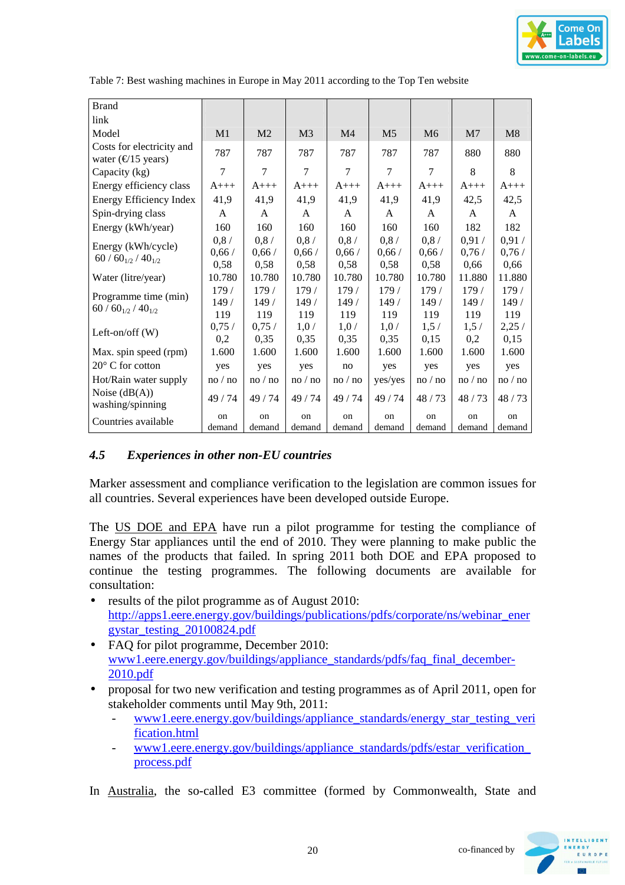Table 7: Best washing machines in Europe in May 2011 according to the Top Ten website

| Brand<br>link<br>Model | M1 | M2 | M3 | M4 | M5 | M6 | M7 | M8 |
|---|---|---|---|---|---|---|---|---|
| Costs for electricity and water (€/15 years) | 787 | 787 | 787 | 787 | 787 | 787 | 880 | 880 |
| Capacity (kg) | 7 | 7 | 7 | 7 | 7 | 7 | 8 | 8 |
| Energy efficiency class | A+++ | A+++ | A+++ | A+++ | A+++ | A+++ | A+++ | A+++ |
| Energy Efficiency Index | 41,9 | 41,9 | 41,9 | 41,9 | 41,9 | 41,9 | 42,5 | 42,5 |
| Spin-drying class | A | A | A | A | A | A | A | A |
| Energy (kWh/year) | 160 | 160 | 160 | 160 | 160 | 160 | 182 | 182 |
| Energy (kWh/cycle) 60 / $60_{1/2}$ / $40_{1/2}$ | 0,8 / 0,66 / 0,58 | 0,8 / 0,66 / 0,58 | 0,8 / 0,66 / 0,58 | 0,8 / 0,66 / 0,58 | 0,8 / 0,66 / 0,58 | 0,8 / 0,66 / 0,58 | 0,91 / 0,76 / 0,66 | 0,91 / 0,76 / 0,66 |
| Water (litre/year) | 10.780 | 10.780 | 10.780 | 10.780 | 10.780 | 10.780 | 11.880 | 11.880 |
| Programme time (min) 60 / $60_{1/2}$ / $40_{1/2}$ | 179 / 149 / 119 | 179 / 149 / 119 | 179 / 149 / 119 | 179 / 149 / 119 | 179 / 149 / 119 | 179 / 149 / 119 | 179 / 149 / 119 | 179 / 149 / 119 |
| Left-on/off (W) | 0,75 / 0,2 | 0,75 / 0,35 | 1,0 / 0,35 | 1,0 / 0,35 | 1,0 / 0,35 | 1,5 / 0,15 | 1,5 / 0,2 | 2,25 / 0,15 |
| Max. spin speed (rpm) | 1.600 | 1.600 | 1.600 | 1.600 | 1.600 | 1.600 | 1.600 | 1.600 |
| 20° C for cotton | yes | yes | yes | no | yes | yes | yes | yes |
| Hot/Rain water supply | no / no | no / no | no / no | no / no | yes/yes | no / no | no / no | no / no |
| Noise (dB(A)) washing/spinning | 49 / 74 | 49 / 74 | 49 / 74 | 49 / 74 | 49 / 74 | 48 / 73 | 48 / 73 | 48 / 73 |
| Countries available | on demand | on demand | on demand | on demand | on demand | on demand | on demand | on demand |

### *4.5 Experiences in other non-EU countries*

Marker assessment and compliance verification to the legislation are common issues for all countries. Several experiences have been developed outside Europe.

The US DOE and EPA have run a pilot programme for testing the compliance of Energy Star appliances until the end of 2010. They were planning to make public the names of the products that failed. In spring 2011 both DOE and EPA proposed to continue the testing programmes. The following documents are available for consultation:

- results of the pilot programme as of August 2010: http://apps1.eere.energy.gov/buildings/publications/pdfs/corporate/ns/webinar_energystar_testing_20100824.pdf
- FAQ for pilot programme, December 2010: www1.eere.energy.gov/buildings/appliance_standards/pdfs/faq_final_december-2010.pdf
- proposal for two new verification and testing programmes as of April 2011, open for stakeholder comments until May 9th, 2011:
  - www1.eere.energy.gov/buildings/appliance_standards/energy_star_testing_verification.html
  - www1.eere.energy.gov/buildings/appliance_standards/pdfs/estar_verification_process.pdf

In Australia, the so-called E3 committee (formed by Commonwealth, State and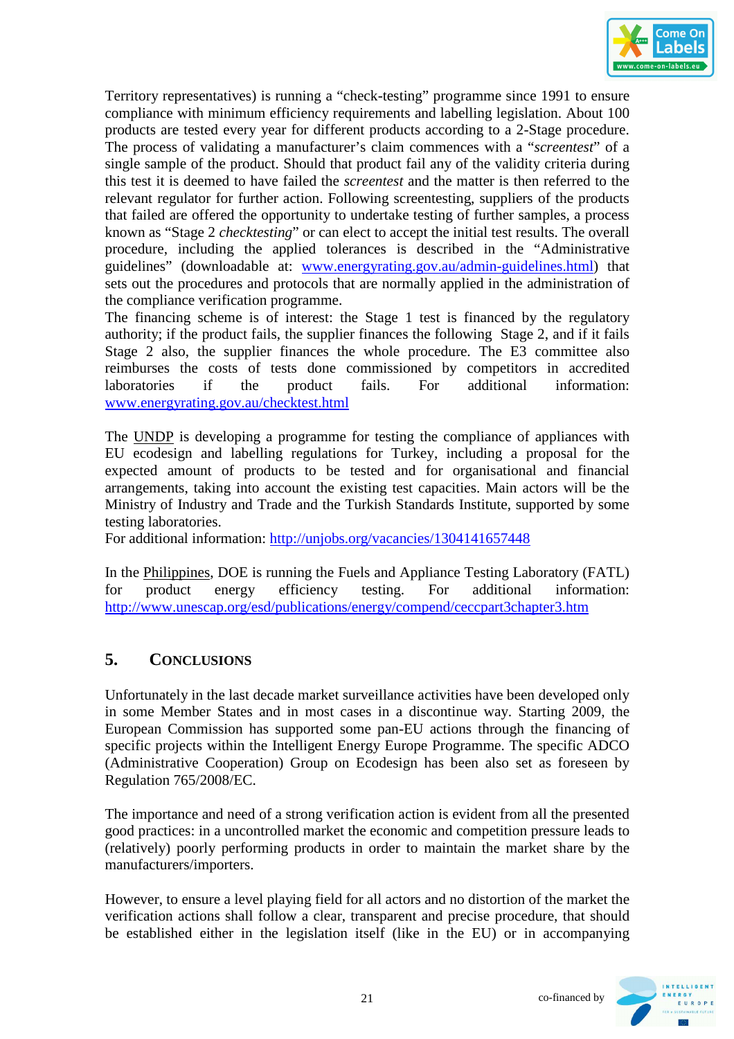Territory representatives) is running a "check-testing" programme since 1991 to ensure compliance with minimum efficiency requirements and labelling legislation. About 100 products are tested every year for different products according to a 2-Stage procedure. The process of validating a manufacturer's claim commences with a "*screentest*" of a single sample of the product. Should that product fail any of the validity criteria during this test it is deemed to have failed the *screentest* and the matter is then referred to the relevant regulator for further action. Following screentesting, suppliers of the products that failed are offered the opportunity to undertake testing of further samples, a process known as "Stage 2 *checktesting*" or can elect to accept the initial test results. The overall procedure, including the applied tolerances is described in the "Administrative guidelines" (downloadable at: [www.energyrating.gov.au/admin-guidelines.html](www.energyrating.gov.au/admin-guidelines.html)) that sets out the procedures and protocols that are normally applied in the administration of the compliance verification programme.
The financing scheme is of interest: the Stage 1 test is financed by the regulatory authority; if the product fails, the supplier finances the following Stage 2, and if it fails Stage 2 also, the supplier finances the whole procedure. The E3 committee also reimburses the costs of tests done commissioned by competitors in accredited laboratories if the product fails. For additional information: [www.energyrating.gov.au/checktest.html](www.energyrating.gov.au/checktest.html)

The UNDP is developing a programme for testing the compliance of appliances with EU ecodesign and labelling regulations for Turkey, including a proposal for the expected amount of products to be tested and for organisational and financial arrangements, taking into account the existing test capacities. Main actors will be the Ministry of Industry and Trade and the Turkish Standards Institute, supported by some testing laboratories.
For additional information: [http://unjobs.org/vacancies/1304141657448](http://unjobs.org/vacancies/1304141657448)

In the Philippines, DOE is running the Fuels and Appliance Testing Laboratory (FATL) for product energy efficiency testing. For additional information: [http://www.unescap.org/esd/publications/energy/compend/ceccpart3chapter3.htm](http://www.unescap.org/esd/publications/energy/compend/ceccpart3chapter3.htm)

## 5. Conclusions

Unfortunately in the last decade market surveillance activities have been developed only in some Member States and in most cases in a discontinue way. Starting 2009, the European Commission has supported some pan-EU actions through the financing of specific projects within the Intelligent Energy Europe Programme. The specific ADCO (Administrative Cooperation) Group on Ecodesign has been also set as foreseen by Regulation 765/2008/EC.

The importance and need of a strong verification action is evident from all the presented good practices: in a uncontrolled market the economic and competition pressure leads to (relatively) poorly performing products in order to maintain the market share by the manufacturers/importers.

However, to ensure a level playing field for all actors and no distortion of the market the verification actions shall follow a clear, transparent and precise procedure, that should be established either in the legislation itself (like in the EU) or in accompanying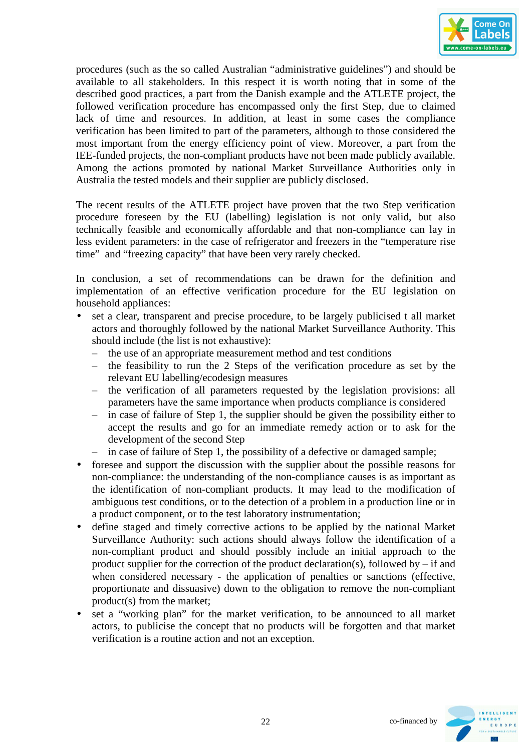procedures (such as the so called Australian "administrative guidelines") and should be available to all stakeholders. In this respect it is worth noting that in some of the described good practices, a part from the Danish example and the ATLETE project, the followed verification procedure has encompassed only the first Step, due to claimed lack of time and resources. In addition, at least in some cases the compliance verification has been limited to part of the parameters, although to those considered the most important from the energy efficiency point of view. Moreover, a part from the IEE-funded projects, the non-compliant products have not been made publicly available. Among the actions promoted by national Market Surveillance Authorities only in Australia the tested models and their supplier are publicly disclosed.

The recent results of the ATLETE project have proven that the two Step verification procedure foreseen by the EU (labelling) legislation is not only valid, but also technically feasible and economically affordable and that non-compliance can lay in less evident parameters: in the case of refrigerator and freezers in the "temperature rise time" and "freezing capacity" that have been very rarely checked.

In conclusion, a set of recommendations can be drawn for the definition and implementation of an effective verification procedure for the EU legislation on household appliances:

- set a clear, transparent and precise procedure, to be largely publicised t all market actors and thoroughly followed by the national Market Surveillance Authority. This should include (the list is not exhaustive):
  - the use of an appropriate measurement method and test conditions
  - the feasibility to run the 2 Steps of the verification procedure as set by the relevant EU labelling/ecodesign measures
  - the verification of all parameters requested by the legislation provisions: all parameters have the same importance when products compliance is considered
  - in case of failure of Step 1, the supplier should be given the possibility either to accept the results and go for an immediate remedy action or to ask for the development of the second Step
  - in case of failure of Step 1, the possibility of a defective or damaged sample;
- foresee and support the discussion with the supplier about the possible reasons for non-compliance: the understanding of the non-compliance causes is as important as the identification of non-compliant products. It may lead to the modification of ambiguous test conditions, or to the detection of a problem in a production line or in a product component, or to the test laboratory instrumentation;
- define staged and timely corrective actions to be applied by the national Market Surveillance Authority: such actions should always follow the identification of a non-compliant product and should possibly include an initial approach to the product supplier for the correction of the product declaration(s), followed by – if and when considered necessary - the application of penalties or sanctions (effective, proportionate and dissuasive) down to the obligation to remove the non-compliant product(s) from the market;
- set a "working plan" for the market verification, to be announced to all market actors, to publicise the concept that no products will be forgotten and that market verification is a routine action and not an exception.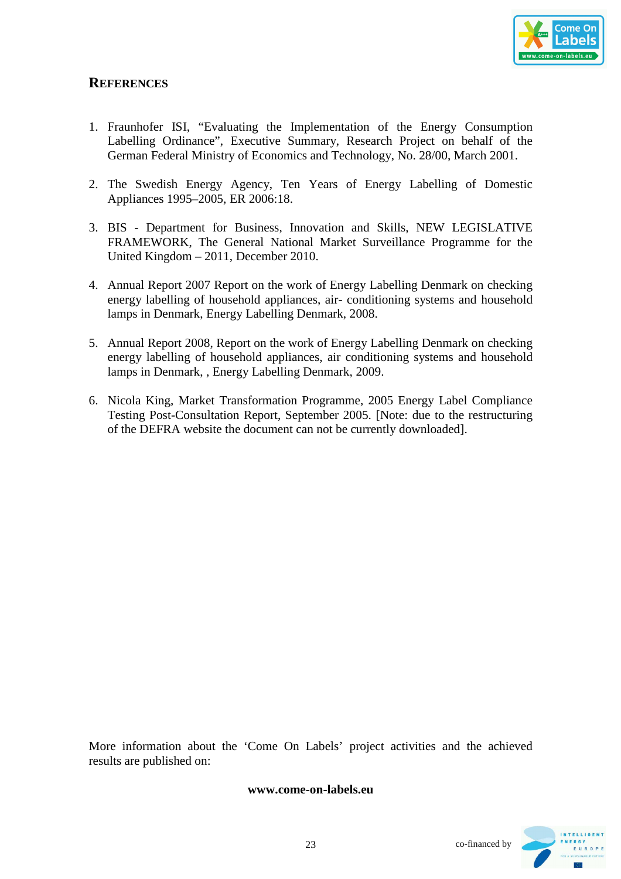## REFERENCES

1. Fraunhofer ISI, "Evaluating the Implementation of the Energy Consumption Labelling Ordinance", Executive Summary, Research Project on behalf of the German Federal Ministry of Economics and Technology, No. 28/00, March 2001.

2. The Swedish Energy Agency, Ten Years of Energy Labelling of Domestic Appliances 1995–2005, ER 2006:18.

3. BIS - Department for Business, Innovation and Skills, NEW LEGISLATIVE FRAMEWORK, The General National Market Surveillance Programme for the United Kingdom – 2011, December 2010.

4. Annual Report 2007 Report on the work of Energy Labelling Denmark on checking energy labelling of household appliances, air- conditioning systems and household lamps in Denmark, Energy Labelling Denmark, 2008.

5. Annual Report 2008, Report on the work of Energy Labelling Denmark on checking energy labelling of household appliances, air conditioning systems and household lamps in Denmark, , Energy Labelling Denmark, 2009.

6. Nicola King, Market Transformation Programme, 2005 Energy Label Compliance Testing Post-Consultation Report, September 2005. [Note: due to the restructuring of the DEFRA website the document can not be currently downloaded].

More information about the 'Come On Labels' project activities and the achieved results are published on:

**www.come-on-labels.eu**

co-financed by